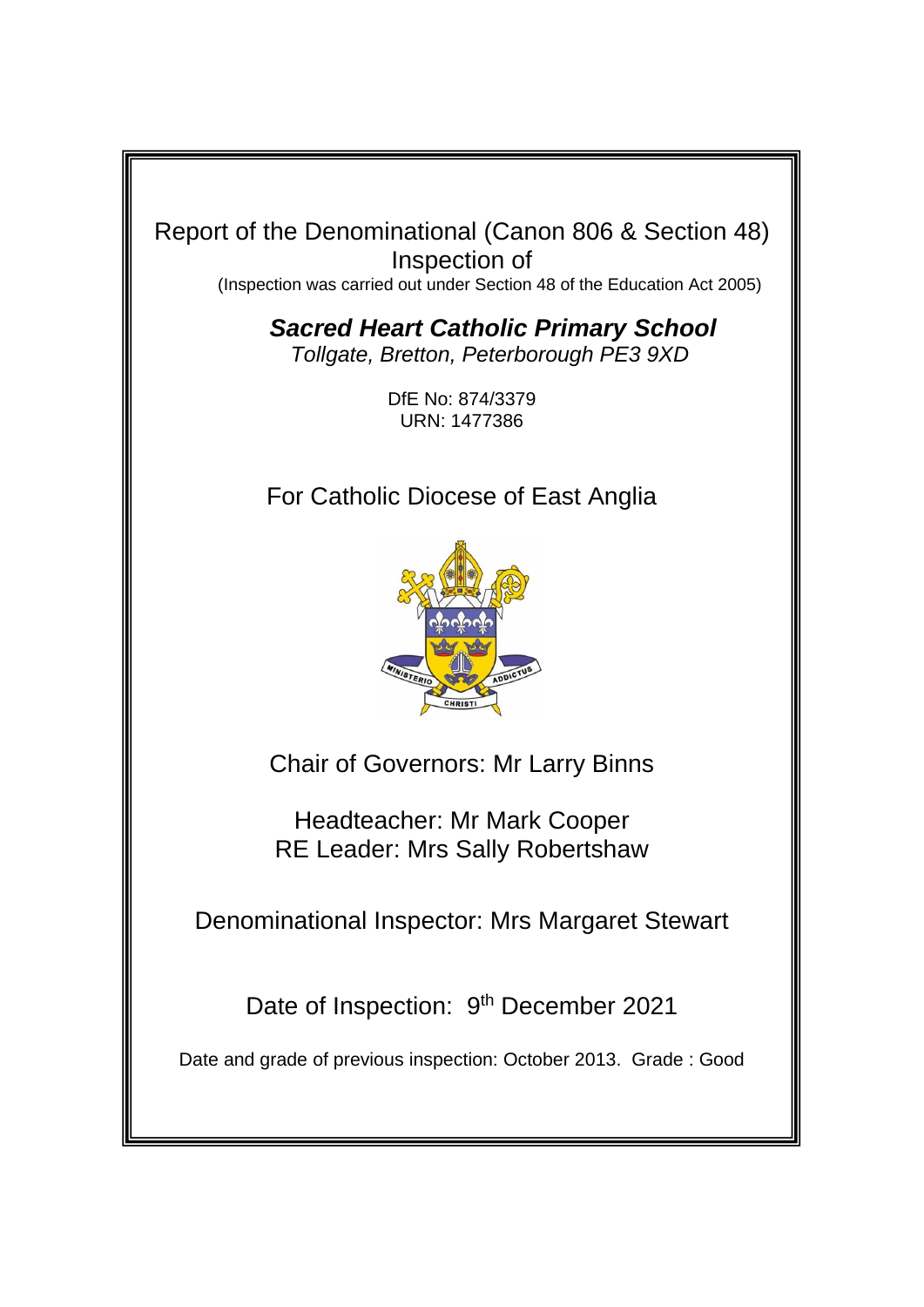Report of the Denominational (Canon 806 & Section 48) Inspection of

(Inspection was carried out under Section 48 of the Education Act 2005)

# ***Sacred Heart Catholic Primary School***

*Tollgate, Bretton, Peterborough PE3 9XD*

DfE No: 874/3379
URN: 1477386

For Catholic Diocese of East Anglia

Chair of Governors: Mr Larry Binns

Headteacher: Mr Mark Cooper
RE Leader: Mrs Sally Robertshaw

Denominational Inspector: Mrs Margaret Stewart

Date of Inspection: 9th December 2021

Date and grade of previous inspection: October 2013. Grade : Good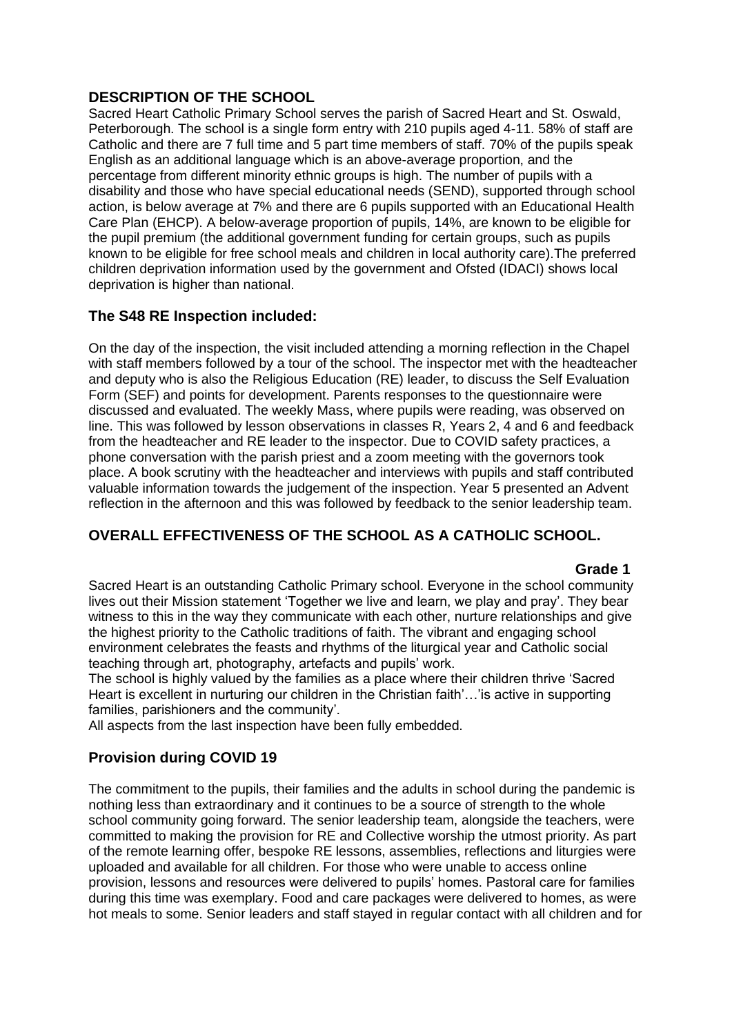## DESCRIPTION OF THE SCHOOL

Sacred Heart Catholic Primary School serves the parish of Sacred Heart and St. Oswald, Peterborough. The school is a single form entry with 210 pupils aged 4-11. 58% of staff are Catholic and there are 7 full time and 5 part time members of staff. 70% of the pupils speak English as an additional language which is an above-average proportion, and the percentage from different minority ethnic groups is high. The number of pupils with a disability and those who have special educational needs (SEND), supported through school action, is below average at 7% and there are 6 pupils supported with an Educational Health Care Plan (EHCP). A below-average proportion of pupils, 14%, are known to be eligible for the pupil premium (the additional government funding for certain groups, such as pupils known to be eligible for free school meals and children in local authority care).The preferred children deprivation information used by the government and Ofsted (IDACI) shows local deprivation is higher than national.

## The S48 RE Inspection included:

On the day of the inspection, the visit included attending a morning reflection in the Chapel with staff members followed by a tour of the school. The inspector met with the headteacher and deputy who is also the Religious Education (RE) leader, to discuss the Self Evaluation Form (SEF) and points for development. Parents responses to the questionnaire were discussed and evaluated. The weekly Mass, where pupils were reading, was observed on line. This was followed by lesson observations in classes R, Years 2, 4 and 6 and feedback from the headteacher and RE leader to the inspector. Due to COVID safety practices, a phone conversation with the parish priest and a zoom meeting with the governors took place. A book scrutiny with the headteacher and interviews with pupils and staff contributed valuable information towards the judgement of the inspection. Year 5 presented an Advent reflection in the afternoon and this was followed by feedback to the senior leadership team.

## OVERALL EFFECTIVENESS OF THE SCHOOL AS A CATHOLIC SCHOOL.

**Grade 1**

Sacred Heart is an outstanding Catholic Primary school. Everyone in the school community lives out their Mission statement 'Together we live and learn, we play and pray'. They bear witness to this in the way they communicate with each other, nurture relationships and give the highest priority to the Catholic traditions of faith. The vibrant and engaging school environment celebrates the feasts and rhythms of the liturgical year and Catholic social teaching through art, photography, artefacts and pupils' work.

The school is highly valued by the families as a place where their children thrive 'Sacred Heart is excellent in nurturing our children in the Christian faith'…'is active in supporting families, parishioners and the community'.

All aspects from the last inspection have been fully embedded.

## Provision during COVID 19

The commitment to the pupils, their families and the adults in school during the pandemic is nothing less than extraordinary and it continues to be a source of strength to the whole school community going forward. The senior leadership team, alongside the teachers, were committed to making the provision for RE and Collective worship the utmost priority. As part of the remote learning offer, bespoke RE lessons, assemblies, reflections and liturgies were uploaded and available for all children. For those who were unable to access online provision, lessons and resources were delivered to pupils' homes. Pastoral care for families during this time was exemplary. Food and care packages were delivered to homes, as were hot meals to some. Senior leaders and staff stayed in regular contact with all children and for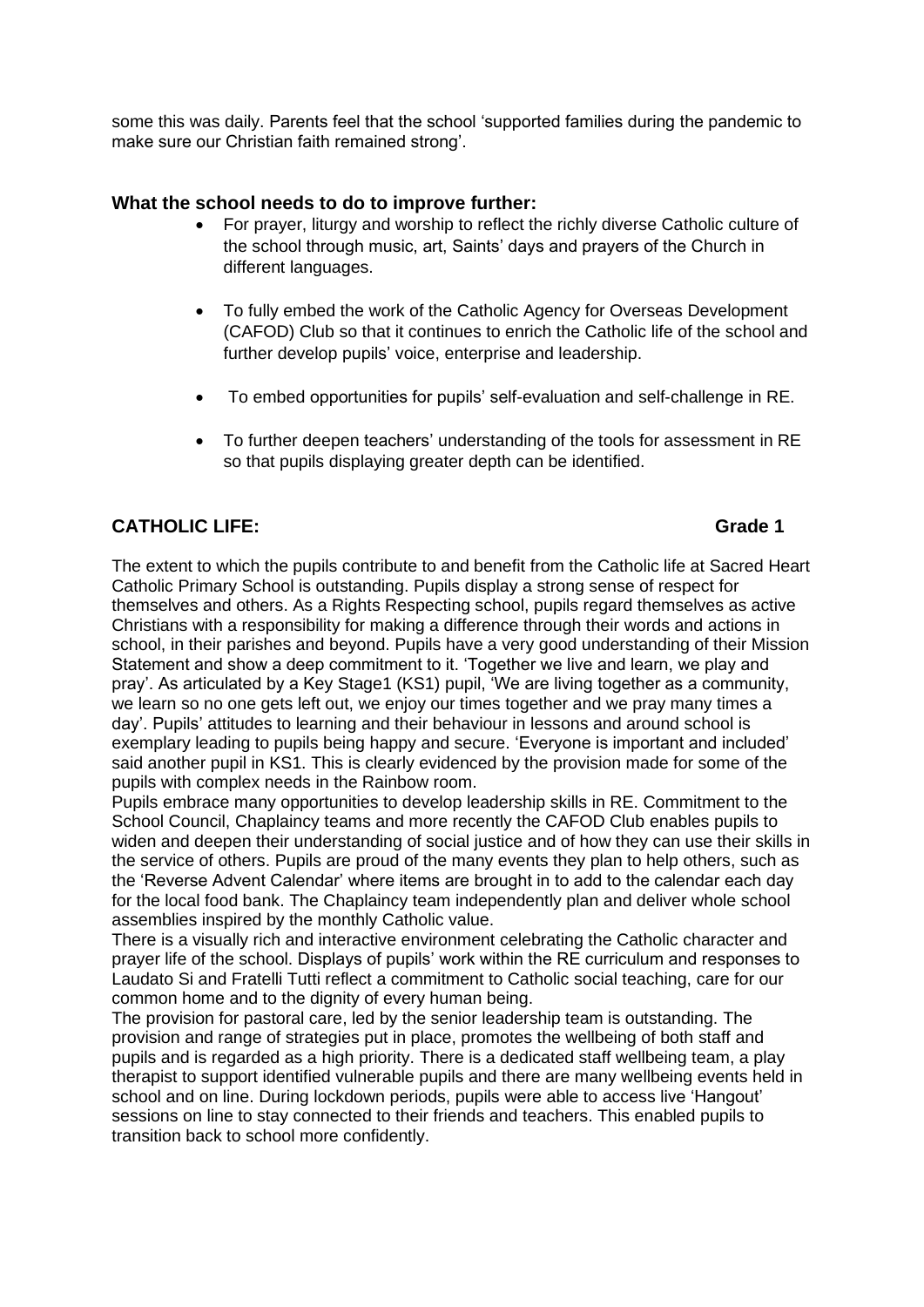some this was daily. Parents feel that the school 'supported families during the pandemic to make sure our Christian faith remained strong'.

### What the school needs to do to improve further:

- For prayer, liturgy and worship to reflect the richly diverse Catholic culture of the school through music, art, Saints' days and prayers of the Church in different languages.
- To fully embed the work of the Catholic Agency for Overseas Development (CAFOD) Club so that it continues to enrich the Catholic life of the school and further develop pupils' voice, enterprise and leadership.
- To embed opportunities for pupils' self-evaluation and self-challenge in RE.
- To further deepen teachers' understanding of the tools for assessment in RE so that pupils displaying greater depth can be identified.

## CATHOLIC LIFE: Grade 1

The extent to which the pupils contribute to and benefit from the Catholic life at Sacred Heart Catholic Primary School is outstanding. Pupils display a strong sense of respect for themselves and others. As a Rights Respecting school, pupils regard themselves as active Christians with a responsibility for making a difference through their words and actions in school, in their parishes and beyond. Pupils have a very good understanding of their Mission Statement and show a deep commitment to it. 'Together we live and learn, we play and pray'. As articulated by a Key Stage1 (KS1) pupil, 'We are living together as a community, we learn so no one gets left out, we enjoy our times together and we pray many times a day'. Pupils' attitudes to learning and their behaviour in lessons and around school is exemplary leading to pupils being happy and secure. 'Everyone is important and included' said another pupil in KS1. This is clearly evidenced by the provision made for some of the pupils with complex needs in the Rainbow room.

Pupils embrace many opportunities to develop leadership skills in RE. Commitment to the School Council, Chaplaincy teams and more recently the CAFOD Club enables pupils to widen and deepen their understanding of social justice and of how they can use their skills in the service of others. Pupils are proud of the many events they plan to help others, such as the 'Reverse Advent Calendar' where items are brought in to add to the calendar each day for the local food bank. The Chaplaincy team independently plan and deliver whole school assemblies inspired by the monthly Catholic value.

There is a visually rich and interactive environment celebrating the Catholic character and prayer life of the school. Displays of pupils' work within the RE curriculum and responses to Laudato Si and Fratelli Tutti reflect a commitment to Catholic social teaching, care for our common home and to the dignity of every human being.

The provision for pastoral care, led by the senior leadership team is outstanding. The provision and range of strategies put in place, promotes the wellbeing of both staff and pupils and is regarded as a high priority. There is a dedicated staff wellbeing team, a play therapist to support identified vulnerable pupils and there are many wellbeing events held in school and on line. During lockdown periods, pupils were able to access live 'Hangout' sessions on line to stay connected to their friends and teachers. This enabled pupils to transition back to school more confidently.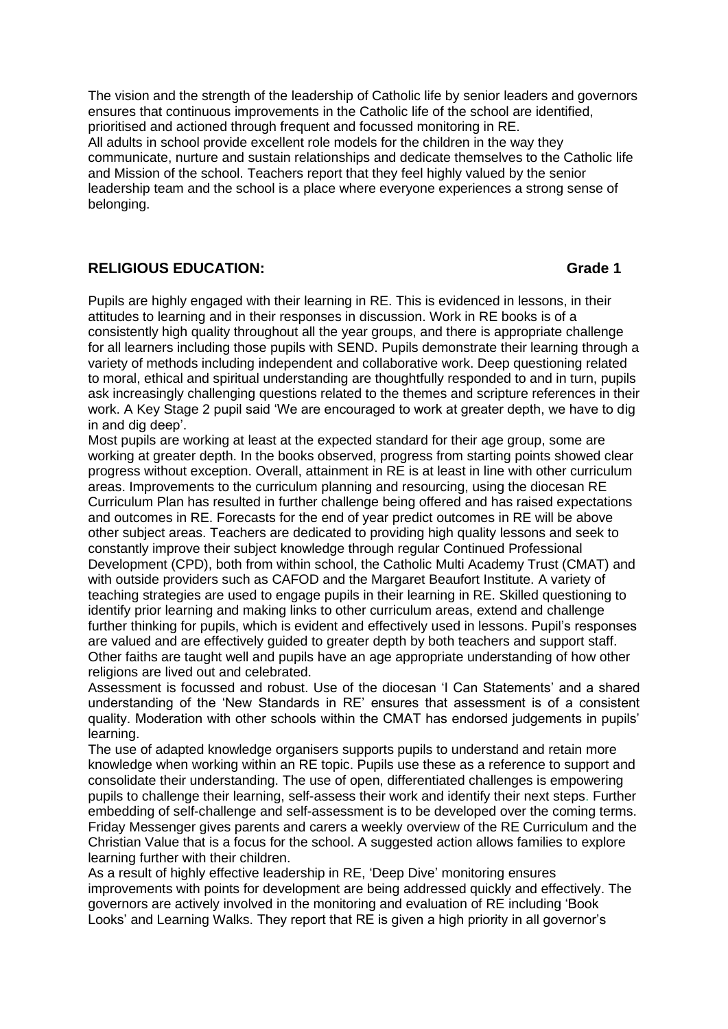The vision and the strength of the leadership of Catholic life by senior leaders and governors ensures that continuous improvements in the Catholic life of the school are identified, prioritised and actioned through frequent and focussed monitoring in RE.
All adults in school provide excellent role models for the children in the way they communicate, nurture and sustain relationships and dedicate themselves to the Catholic life and Mission of the school. Teachers report that they feel highly valued by the senior leadership team and the school is a place where everyone experiences a strong sense of belonging.

## RELIGIOUS EDUCATION: Grade 1

Pupils are highly engaged with their learning in RE. This is evidenced in lessons, in their attitudes to learning and in their responses in discussion. Work in RE books is of a consistently high quality throughout all the year groups, and there is appropriate challenge for all learners including those pupils with SEND. Pupils demonstrate their learning through a variety of methods including independent and collaborative work. Deep questioning related to moral, ethical and spiritual understanding are thoughtfully responded to and in turn, pupils ask increasingly challenging questions related to the themes and scripture references in their work. A Key Stage 2 pupil said 'We are encouraged to work at greater depth, we have to dig in and dig deep'.
Most pupils are working at least at the expected standard for their age group, some are working at greater depth. In the books observed, progress from starting points showed clear progress without exception. Overall, attainment in RE is at least in line with other curriculum areas. Improvements to the curriculum planning and resourcing, using the diocesan RE Curriculum Plan has resulted in further challenge being offered and has raised expectations and outcomes in RE. Forecasts for the end of year predict outcomes in RE will be above other subject areas. Teachers are dedicated to providing high quality lessons and seek to constantly improve their subject knowledge through regular Continued Professional Development (CPD), both from within school, the Catholic Multi Academy Trust (CMAT) and with outside providers such as CAFOD and the Margaret Beaufort Institute. A variety of teaching strategies are used to engage pupils in their learning in RE. Skilled questioning to identify prior learning and making links to other curriculum areas, extend and challenge further thinking for pupils, which is evident and effectively used in lessons. Pupil's responses are valued and are effectively guided to greater depth by both teachers and support staff. Other faiths are taught well and pupils have an age appropriate understanding of how other religions are lived out and celebrated.
Assessment is focussed and robust. Use of the diocesan 'I Can Statements' and a shared understanding of the 'New Standards in RE' ensures that assessment is of a consistent quality. Moderation with other schools within the CMAT has endorsed judgements in pupils' learning.
The use of adapted knowledge organisers supports pupils to understand and retain more knowledge when working within an RE topic. Pupils use these as a reference to support and consolidate their understanding. The use of open, differentiated challenges is empowering pupils to challenge their learning, self-assess their work and identify their next steps. Further embedding of self-challenge and self-assessment is to be developed over the coming terms. Friday Messenger gives parents and carers a weekly overview of the RE Curriculum and the Christian Value that is a focus for the school. A suggested action allows families to explore learning further with their children.
As a result of highly effective leadership in RE, 'Deep Dive' monitoring ensures improvements with points for development are being addressed quickly and effectively. The governors are actively involved in the monitoring and evaluation of RE including 'Book Looks' and Learning Walks. They report that RE is given a high priority in all governor's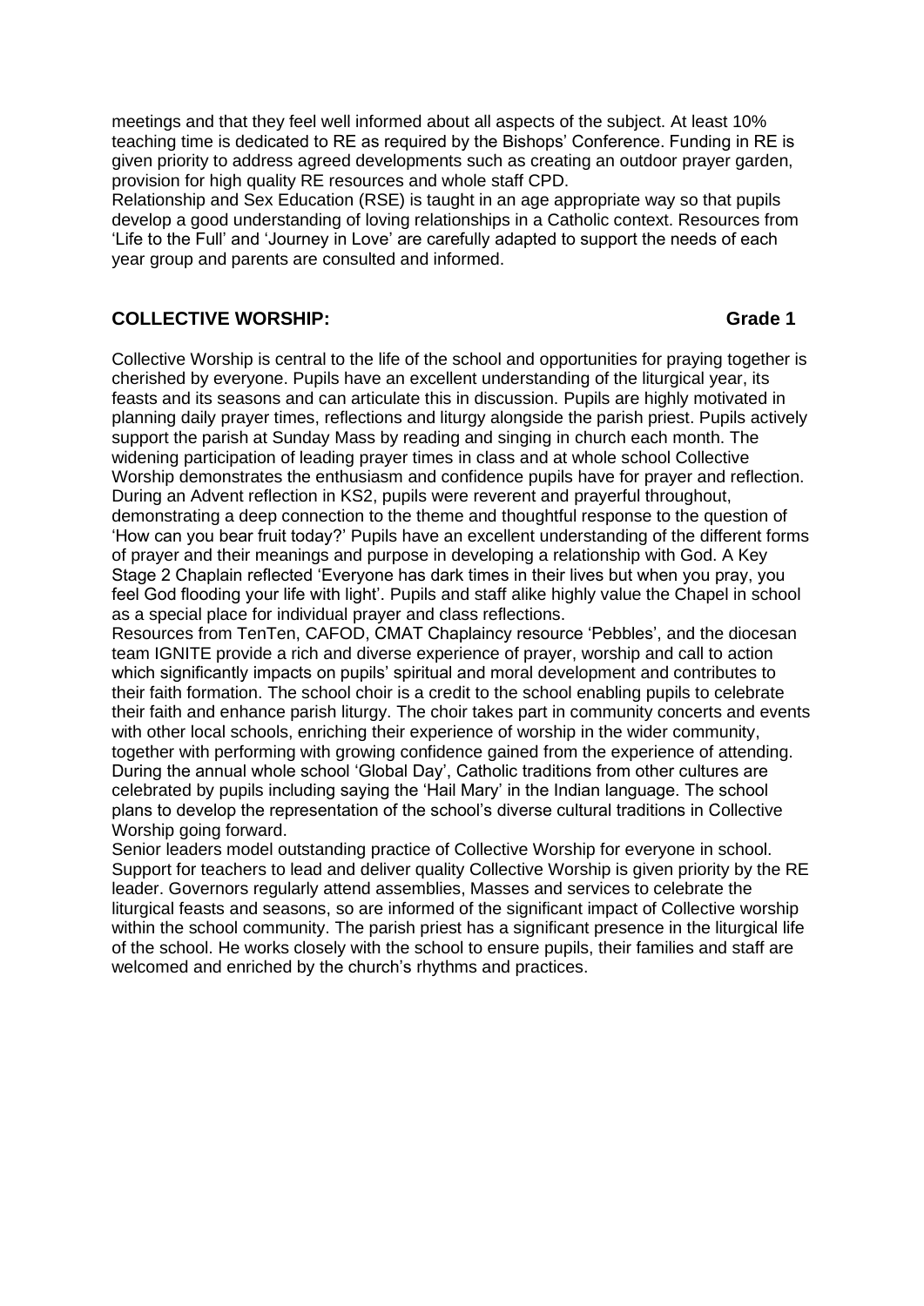meetings and that they feel well informed about all aspects of the subject. At least 10% teaching time is dedicated to RE as required by the Bishops' Conference. Funding in RE is given priority to address agreed developments such as creating an outdoor prayer garden, provision for high quality RE resources and whole staff CPD.
Relationship and Sex Education (RSE) is taught in an age appropriate way so that pupils develop a good understanding of loving relationships in a Catholic context. Resources from 'Life to the Full' and 'Journey in Love' are carefully adapted to support the needs of each year group and parents are consulted and informed.

## COLLECTIVE WORSHIP: Grade 1

Collective Worship is central to the life of the school and opportunities for praying together is cherished by everyone. Pupils have an excellent understanding of the liturgical year, its feasts and its seasons and can articulate this in discussion. Pupils are highly motivated in planning daily prayer times, reflections and liturgy alongside the parish priest. Pupils actively support the parish at Sunday Mass by reading and singing in church each month. The widening participation of leading prayer times in class and at whole school Collective Worship demonstrates the enthusiasm and confidence pupils have for prayer and reflection. During an Advent reflection in KS2, pupils were reverent and prayerful throughout, demonstrating a deep connection to the theme and thoughtful response to the question of 'How can you bear fruit today?' Pupils have an excellent understanding of the different forms of prayer and their meanings and purpose in developing a relationship with God. A Key Stage 2 Chaplain reflected 'Everyone has dark times in their lives but when you pray, you feel God flooding your life with light'. Pupils and staff alike highly value the Chapel in school as a special place for individual prayer and class reflections.
Resources from TenTen, CAFOD, CMAT Chaplaincy resource 'Pebbles', and the diocesan team IGNITE provide a rich and diverse experience of prayer, worship and call to action which significantly impacts on pupils' spiritual and moral development and contributes to their faith formation. The school choir is a credit to the school enabling pupils to celebrate their faith and enhance parish liturgy. The choir takes part in community concerts and events with other local schools, enriching their experience of worship in the wider community, together with performing with growing confidence gained from the experience of attending. During the annual whole school 'Global Day', Catholic traditions from other cultures are celebrated by pupils including saying the 'Hail Mary' in the Indian language. The school plans to develop the representation of the school's diverse cultural traditions in Collective Worship going forward.
Senior leaders model outstanding practice of Collective Worship for everyone in school. Support for teachers to lead and deliver quality Collective Worship is given priority by the RE leader. Governors regularly attend assemblies, Masses and services to celebrate the liturgical feasts and seasons, so are informed of the significant impact of Collective worship within the school community. The parish priest has a significant presence in the liturgical life of the school. He works closely with the school to ensure pupils, their families and staff are welcomed and enriched by the church's rhythms and practices.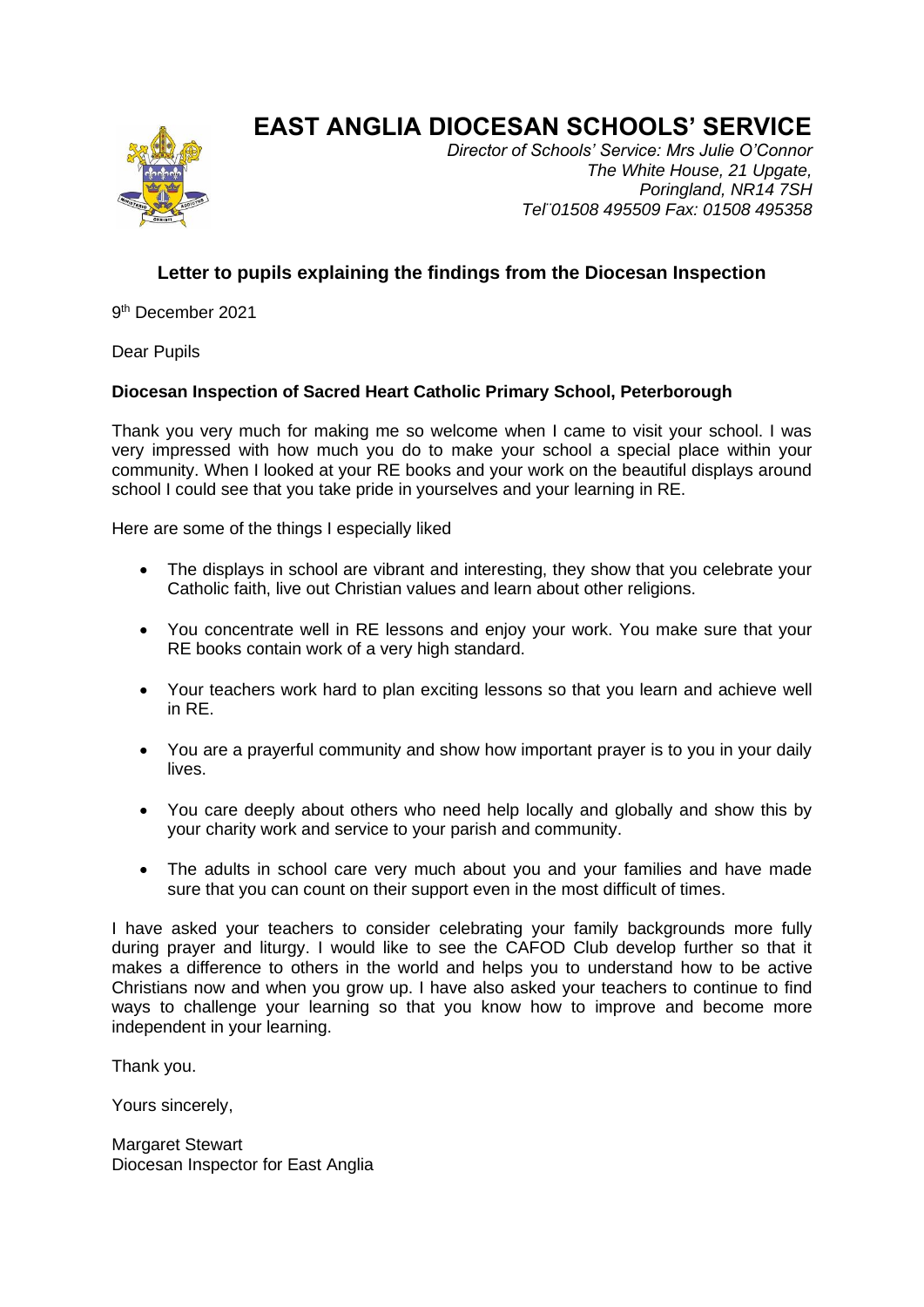# EAST ANGLIA DIOCESAN SCHOOLS' SERVICE

*Director of Schools' Service: Mrs Julie O'Connor*
*The White House, 21 Upgate,*
*Poringland, NR14 7SH*
*Tel¨01508 495509 Fax: 01508 495358*

## Letter to pupils explaining the findings from the Diocesan Inspection

9th December 2021

Dear Pupils

**Diocesan Inspection of Sacred Heart Catholic Primary School, Peterborough**

Thank you very much for making me so welcome when I came to visit your school. I was very impressed with how much you do to make your school a special place within your community. When I looked at your RE books and your work on the beautiful displays around school I could see that you take pride in yourselves and your learning in RE.

Here are some of the things I especially liked

- The displays in school are vibrant and interesting, they show that you celebrate your Catholic faith, live out Christian values and learn about other religions.
- You concentrate well in RE lessons and enjoy your work. You make sure that your RE books contain work of a very high standard.
- Your teachers work hard to plan exciting lessons so that you learn and achieve well in RE.
- You are a prayerful community and show how important prayer is to you in your daily lives.
- You care deeply about others who need help locally and globally and show this by your charity work and service to your parish and community.
- The adults in school care very much about you and your families and have made sure that you can count on their support even in the most difficult of times.

I have asked your teachers to consider celebrating your family backgrounds more fully during prayer and liturgy. I would like to see the CAFOD Club develop further so that it makes a difference to others in the world and helps you to understand how to be active Christians now and when you grow up. I have also asked your teachers to continue to find ways to challenge your learning so that you know how to improve and become more independent in your learning.

Thank you.

Yours sincerely,

Margaret Stewart
Diocesan Inspector for East Anglia